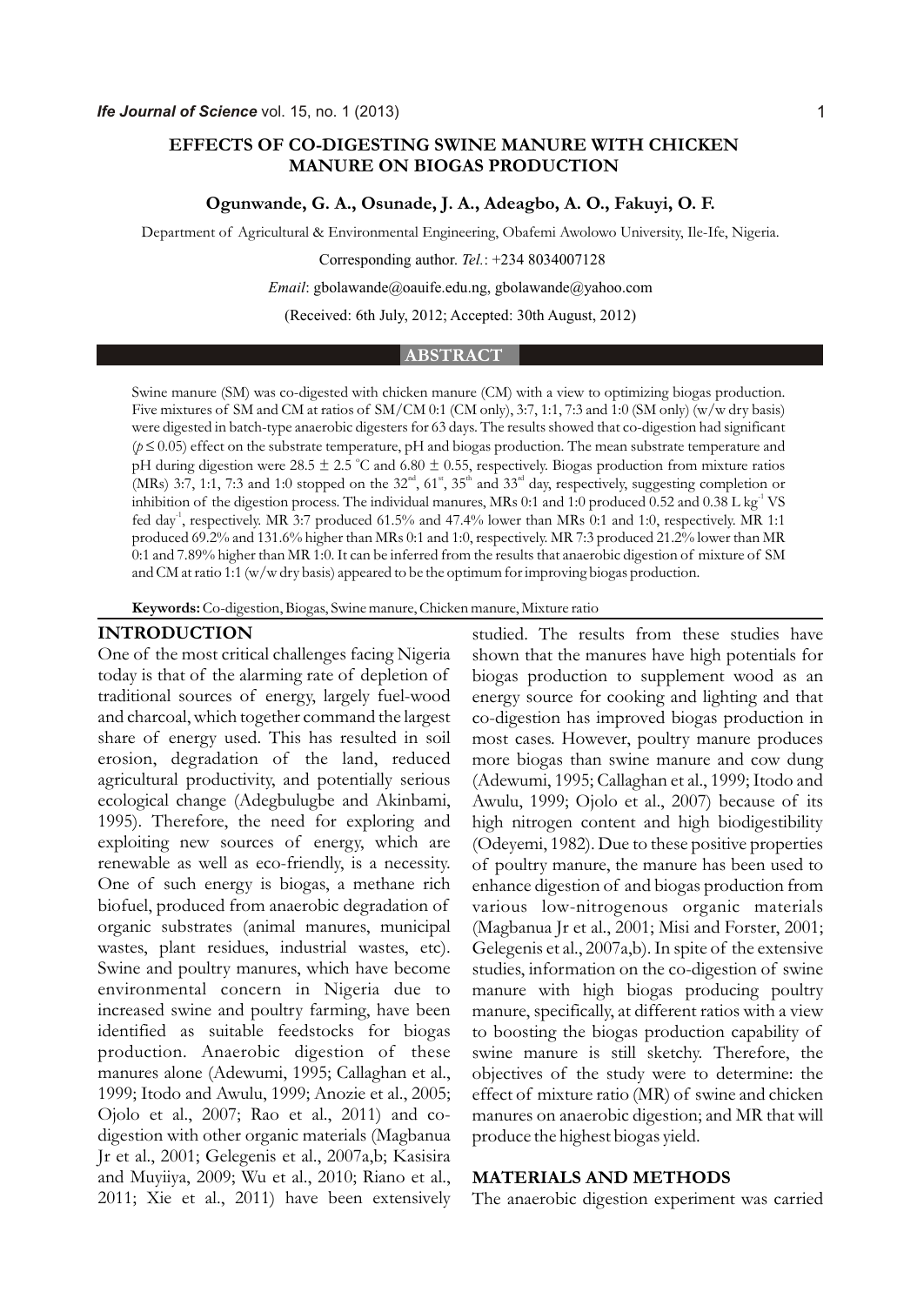# EFFECTS OF CO-DIGESTING SWINE MANURE WITH CHICKEN MANURE ON BIOGAS PRODUCTION

**Ogunwande, G. A., Osunade, J. A., Adeagbo, A. O., Fakuyi, O. F.**

Department of Agricultural & Environmental Engineering, Obafemi Awolowo University, Ile-Ife, Nigeria.

Corresponding author. *Tel.*: +234 8034007128

*Email*: gbolawande@oauife.edu.ng, gbolawande@yahoo.com

(Received: 6th July, 2012; Accepted: 30th August, 2012)

## ABSTRACT

Swine manure (SM) was co-digested with chicken manure (CM) with a view to optimizing biogas production. Five mixtures of SM and CM at ratios of SM/CM 0:1 (CM only), 3:7, 1:1, 7:3 and 1:0 (SM only) (w/w dry basis) were digested in batch-type anaerobic digesters for 63 days. The results showed that co-digestion had significant ($p \leq 0.05$) effect on the substrate temperature, pH and biogas production. The mean substrate temperature and pH during digestion were 28.5 ± 2.5 °C and 6.80 ± 0.55, respectively. Biogas production from mixture ratios (MRs) 3:7, 1:1, 7:3 and 1:0 stopped on the 32nd, 61st, 35th and 33rd day, respectively, suggesting completion or inhibition of the digestion process. The individual manures, MRs 0:1 and 1:0 produced 0.52 and 0.38 L kg$^{-1}$ VS fed day$^{-1}$, respectively. MR 3:7 produced 61.5% and 47.4% lower than MRs 0:1 and 1:0, respectively. MR 1:1 produced 69.2% and 131.6% higher than MRs 0:1 and 1:0, respectively. MR 7:3 produced 21.2% lower than MR 0:1 and 7.89% higher than MR 1:0. It can be inferred from the results that anaerobic digestion of mixture of SM and CM at ratio 1:1 (w/w dry basis) appeared to be the optimum for improving biogas production.

**Keywords:** Co-digestion, Biogas, Swine manure, Chicken manure, Mixture ratio

## INTRODUCTION

One of the most critical challenges facing Nigeria today is that of the alarming rate of depletion of traditional sources of energy, largely fuel-wood and charcoal, which together command the largest share of energy used. This has resulted in soil erosion, degradation of the land, reduced agricultural productivity, and potentially serious ecological change (Adegbulugbe and Akinbami, 1995). Therefore, the need for exploring and exploiting new sources of energy, which are renewable as well as eco-friendly, is a necessity. One of such energy is biogas, a methane rich biofuel, produced from anaerobic degradation of organic substrates (animal manures, municipal wastes, plant residues, industrial wastes, etc). Swine and poultry manures, which have become environmental concern in Nigeria due to increased swine and poultry farming, have been identified as suitable feedstocks for biogas production. Anaerobic digestion of these manures alone (Adewumi, 1995; Callaghan et al., 1999; Itodo and Awulu, 1999; Anozie et al., 2005; Ojolo et al., 2007; Rao et al., 2011) and co-digestion with other organic materials (Magbanua Jr et al., 2001; Gelegenis et al., 2007a,b; Kasisira and Muyiiya, 2009; Wu et al., 2010; Riano et al., 2011; Xie et al., 2011) have been extensively studied. The results from these studies have shown that the manures have high potentials for biogas production to supplement wood as an energy source for cooking and lighting and that co-digestion has improved biogas production in most cases. However, poultry manure produces more biogas than swine manure and cow dung (Adewumi, 1995; Callaghan et al., 1999; Itodo and Awulu, 1999; Ojolo et al., 2007) because of its high nitrogen content and high biodigestibility (Odeyemi, 1982). Due to these positive properties of poultry manure, the manure has been used to enhance digestion of and biogas production from various low-nitrogenous organic materials (Magbanua Jr et al., 2001; Misi and Forster, 2001; Gelegenis et al., 2007a,b). In spite of the extensive studies, information on the co-digestion of swine manure with high biogas producing poultry manure, specifically, at different ratios with a view to boosting the biogas production capability of swine manure is still sketchy. Therefore, the objectives of the study were to determine: the effect of mixture ratio (MR) of swine and chicken manures on anaerobic digestion; and MR that will produce the highest biogas yield.

## MATERIALS AND METHODS

The anaerobic digestion experiment was carried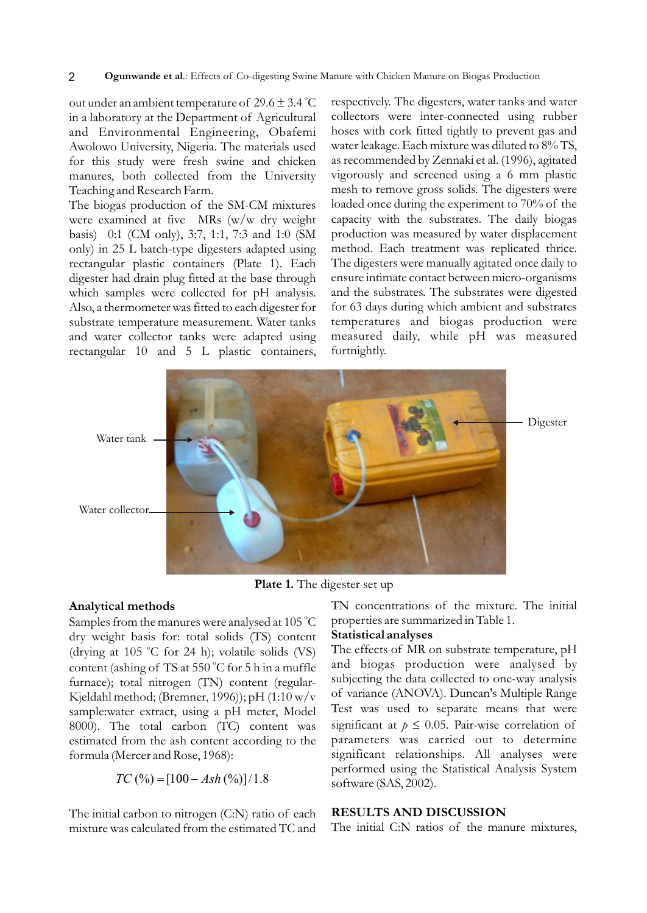out under an ambient temperature of 29.6 ± 3.4 °C in a laboratory at the Department of Agricultural and Environmental Engineering, Obafemi Awolowo University, Nigeria. The materials used for this study were fresh swine and chicken manures, both collected from the University Teaching and Research Farm.

The biogas production of the SM-CM mixtures were examined at five MRs (w/w dry weight basis) 0:1 (CM only), 3:7, 1:1, 7:3 and 1:0 (SM only) in 25 L batch-type digesters adapted using rectangular plastic containers (Plate 1). Each digester had drain plug fitted at the base through which samples were collected for pH analysis. Also, a thermometer was fitted to each digester for substrate temperature measurement. Water tanks and water collector tanks were adapted using rectangular 10 and 5 L plastic containers, respectively. The digesters, water tanks and water collectors were inter-connected using rubber hoses with cork fitted tightly to prevent gas and water leakage. Each mixture was diluted to 8% TS, as recommended by Zennaki et al. (1996), agitated vigorously and screened using a 6 mm plastic mesh to remove gross solids. The digesters were loaded once during the experiment to 70% of the capacity with the substrates. The daily biogas production was measured by water displacement method. Each treatment was replicated thrice. The digesters were manually agitated once daily to ensure intimate contact between micro-organisms and the substrates. The substrates were digested for 63 days during which ambient and substrates temperatures and biogas production were measured daily, while pH was measured fortnightly.

Water tank

Water collector

Digester

**Plate 1.** The digester set up

**Analytical methods**

Samples from the manures were analysed at 105 °C dry weight basis for: total solids (TS) content (drying at 105 °C for 24 h); volatile solids (VS) content (ashing of TS at 550 °C for 5 h in a muffle furnace); total nitrogen (TN) content (regular-Kjeldahl method; (Bremner, 1996)); pH (1:10 w/v sample:water extract, using a pH meter, Model 8000). The total carbon (TC) content was estimated from the ash content according to the formula (Mercer and Rose, 1968):

$$TC\,(\%) = [100 - Ash\,(\%)]/1.8$$

The initial carbon to nitrogen (C:N) ratio of each mixture was calculated from the estimated TC and TN concentrations of the mixture. The initial properties are summarized in Table 1.

**Statistical analyses**

The effects of MR on substrate temperature, pH and biogas production were analysed by subjecting the data collected to one-way analysis of variance (ANOVA). Duncan's Multiple Range Test was used to separate means that were significant at $p \leq 0.05$. Pair-wise correlation of parameters was carried out to determine significant relationships. All analyses were performed using the Statistical Analysis System software (SAS, 2002).

## RESULTS AND DISCUSSION

The initial C:N ratios of the manure mixtures,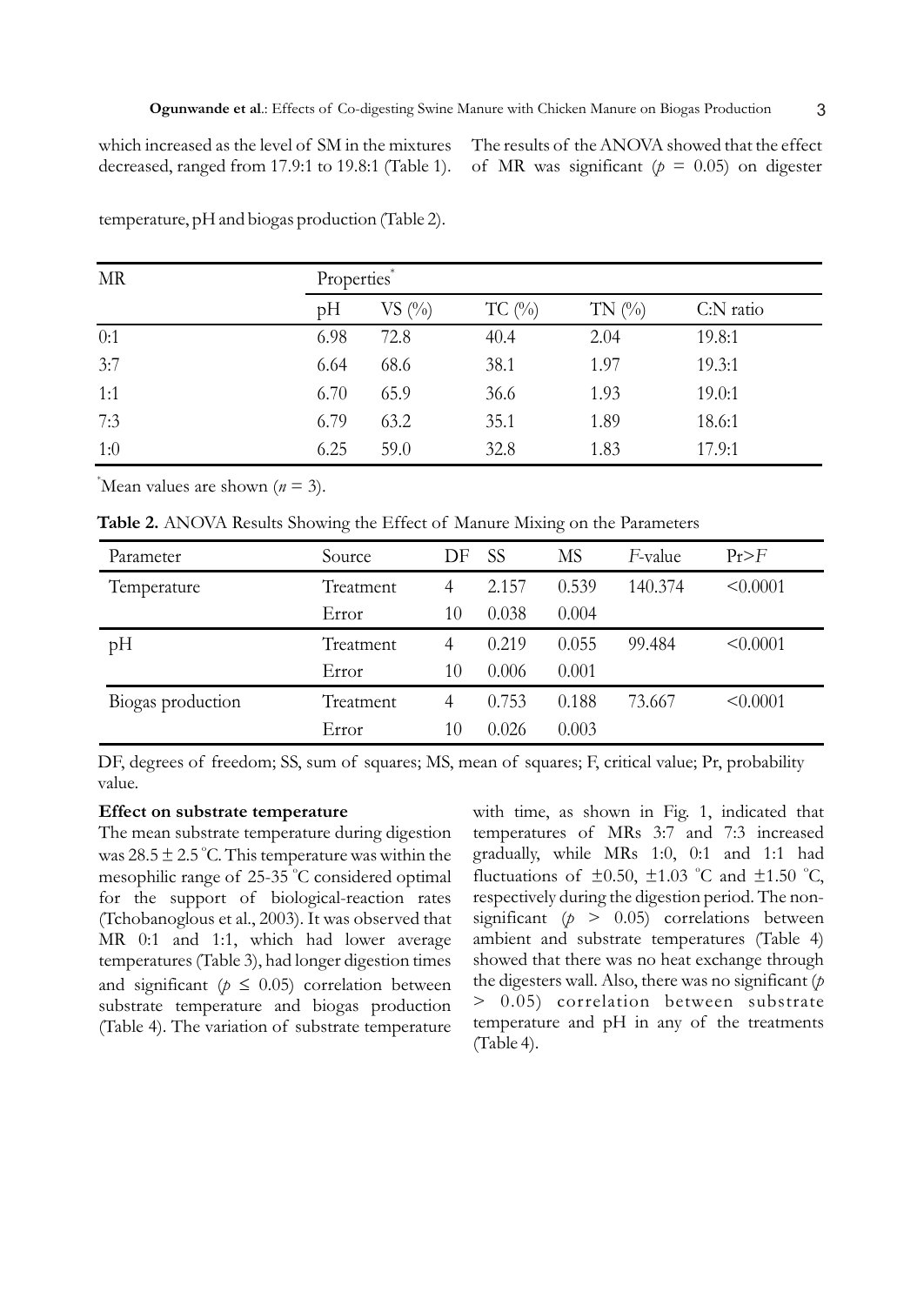which increased as the level of SM in the mixtures decreased, ranged from 17.9:1 to 19.8:1 (Table 1). The results of the ANOVA showed that the effect of MR was significant ($p$ = 0.05) on digester temperature, pH and biogas production (Table 2).

| MR | Properties* | | | | |
|---|---|---|---|---|---|
| | pH | VS (%) | TC (%) | TN (%) | C:N ratio |
| 0:1 | 6.98 | 72.8 | 40.4 | 2.04 | 19.8:1 |
| 3:7 | 6.64 | 68.6 | 38.1 | 1.97 | 19.3:1 |
| 1:1 | 6.70 | 65.9 | 36.6 | 1.93 | 19.0:1 |
| 7:3 | 6.79 | 63.2 | 35.1 | 1.89 | 18.6:1 |
| 1:0 | 6.25 | 59.0 | 32.8 | 1.83 | 17.9:1 |

*Mean values are shown ($n$ = 3).

**Table 2.** ANOVA Results Showing the Effect of Manure Mixing on the Parameters

| Parameter | Source | DF | SS | MS | $F$-value | Pr>$F$ |
|---|---|---|---|---|---|---|
| Temperature | Treatment | 4 | 2.157 | 0.539 | 140.374 | <0.0001 |
| | Error | 10 | 0.038 | 0.004 | | |
| pH | Treatment | 4 | 0.219 | 0.055 | 99.484 | <0.0001 |
| | Error | 10 | 0.006 | 0.001 | | |
| Biogas production | Treatment | 4 | 0.753 | 0.188 | 73.667 | <0.0001 |
| | Error | 10 | 0.026 | 0.003 | | |

DF, degrees of freedom; SS, sum of squares; MS, mean of squares; F, critical value; Pr, probability value.

**Effect on substrate temperature**

The mean substrate temperature during digestion was 28.5 ± 2.5 °C. This temperature was within the mesophilic range of 25-35 °C considered optimal for the support of biological-reaction rates (Tchobanoglous et al., 2003). It was observed that MR 0:1 and 1:1, which had lower average temperatures (Table 3), had longer digestion times and significant ($p \leq 0.05$) correlation between substrate temperature and biogas production (Table 4). The variation of substrate temperature with time, as shown in Fig. 1, indicated that temperatures of MRs 3:7 and 7:3 increased gradually, while MRs 1:0, 0:1 and 1:1 had fluctuations of ±0.50, ±1.03 °C and ±1.50 °C, respectively during the digestion period. The non-significant ($p > 0.05$) correlations between ambient and substrate temperatures (Table 4) showed that there was no heat exchange through the digesters wall. Also, there was no significant ($p > 0.05$) correlation between substrate temperature and pH in any of the treatments (Table 4).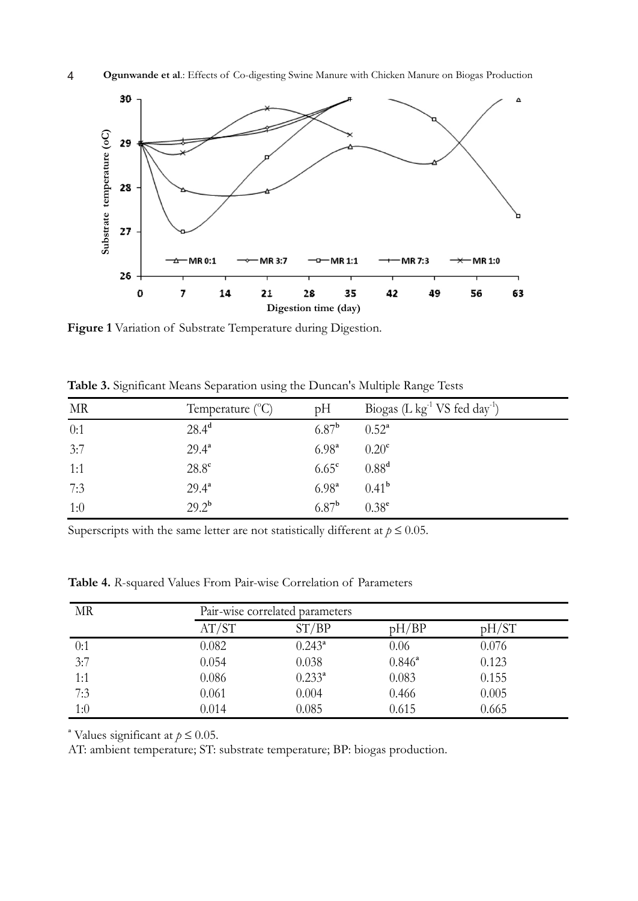**Figure 1** Variation of Substrate Temperature during Digestion.

**Table 3.** Significant Means Separation using the Duncan's Multiple Range Tests

| MR | Temperature (°C) | pH | Biogas (L kg$^{-1}$ VS fed day$^{-1}$) |
|---|---|---|---|
| 0:1 | 28.4[d] | 6.87[b] | 0.52[a] |
| 3:7 | 29.4[a] | 6.98[a] | 0.20[c] |
| 1:1 | 28.8[c] | 6.65[c] | 0.88[d] |
| 7:3 | 29.4[a] | 6.98[a] | 0.41[b] |
| 1:0 | 29.2[b] | 6.87[b] | 0.38[e] |

Superscripts with the same letter are not statistically different at $p \leq 0.05$.

**Table 4.** *R*-squared Values From Pair-wise Correlation of Parameters

| MR | Pair-wise correlated parameters | | | |
|---|---|---|---|---|
| | AT/ST | ST/BP | pH/BP | pH/ST |
| 0:1 | 0.082 | 0.243[a] | 0.06 | 0.076 |
| 3:7 | 0.054 | 0.038 | 0.846[a] | 0.123 |
| 1:1 | 0.086 | 0.233[a] | 0.083 | 0.155 |
| 7:3 | 0.061 | 0.004 | 0.466 | 0.005 |
| 1:0 | 0.014 | 0.085 | 0.615 | 0.665 |

[a] Values significant at $p \leq 0.05$.

AT: ambient temperature; ST: substrate temperature; BP: biogas production.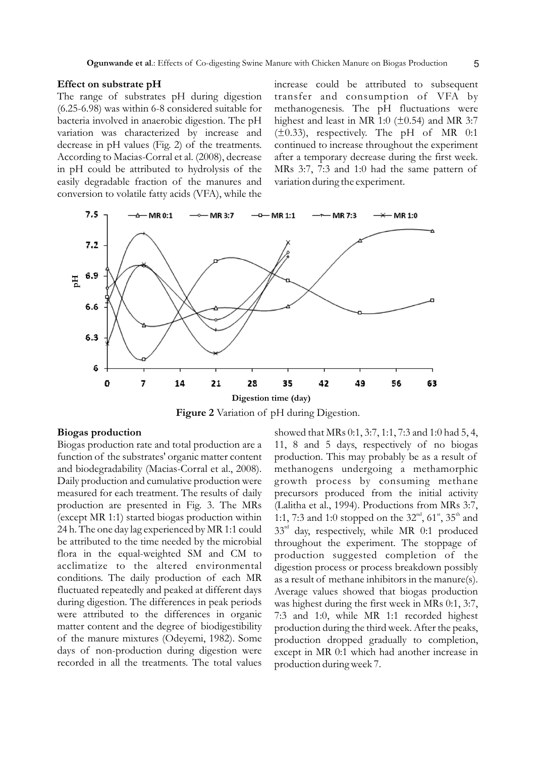### Effect on substrate pH

The range of substrates pH during digestion (6.25-6.98) was within 6-8 considered suitable for bacteria involved in anaerobic digestion. The pH variation was characterized by increase and decrease in pH values (Fig. 2) of the treatments. According to Macias-Corral et al. (2008), decrease in pH could be attributed to hydrolysis of the easily degradable fraction of the manures and conversion to volatile fatty acids (VFA), while the increase could be attributed to subsequent transfer and consumption of VFA by methanogenesis. The pH fluctuations were highest and least in MR 1:0 (±0.54) and MR 3:7 (±0.33), respectively. The pH of MR 0:1 continued to increase throughout the experiment after a temporary decrease during the first week. MRs 3:7, 7:3 and 1:0 had the same pattern of variation during the experiment.

**Figure 2** Variation of pH during Digestion.

### Biogas production

Biogas production rate and total production are a function of the substrates' organic matter content and biodegradability (Macias-Corral et al., 2008). Daily production and cumulative production were measured for each treatment. The results of daily production are presented in Fig. 3. The MRs (except MR 1:1) started biogas production within 24 h. The one day lag experienced by MR 1:1 could be attributed to the time needed by the microbial flora in the equal-weighted SM and CM to acclimatize to the altered environmental conditions. The daily production of each MR fluctuated repeatedly and peaked at different days during digestion. The differences in peak periods were attributed to the differences in organic matter content and the degree of biodigestibility of the manure mixtures (Odeyemi, 1982). Some days of non-production during digestion were recorded in all the treatments. The total values showed that MRs 0:1, 3:7, 1:1, 7:3 and 1:0 had 5, 4, 11, 8 and 5 days, respectively of no biogas production. This may probably be as a result of methanogens undergoing a methamorphic growth process by consuming methane precursors produced from the initial activity (Lalitha et al., 1994). Productions from MRs 3:7, 1:1, 7:3 and 1:0 stopped on the 32[nd], 61[st], 35[th] and 33[rd] day, respectively, while MR 0:1 produced throughout the experiment. The stoppage of production suggested completion of the digestion process or process breakdown possibly as a result of methane inhibitors in the manure(s). Average values showed that biogas production was highest during the first week in MRs 0:1, 3:7, 7:3 and 1:0, while MR 1:1 recorded highest production during the third week. After the peaks, production dropped gradually to completion, except in MR 0:1 which had another increase in production during week 7.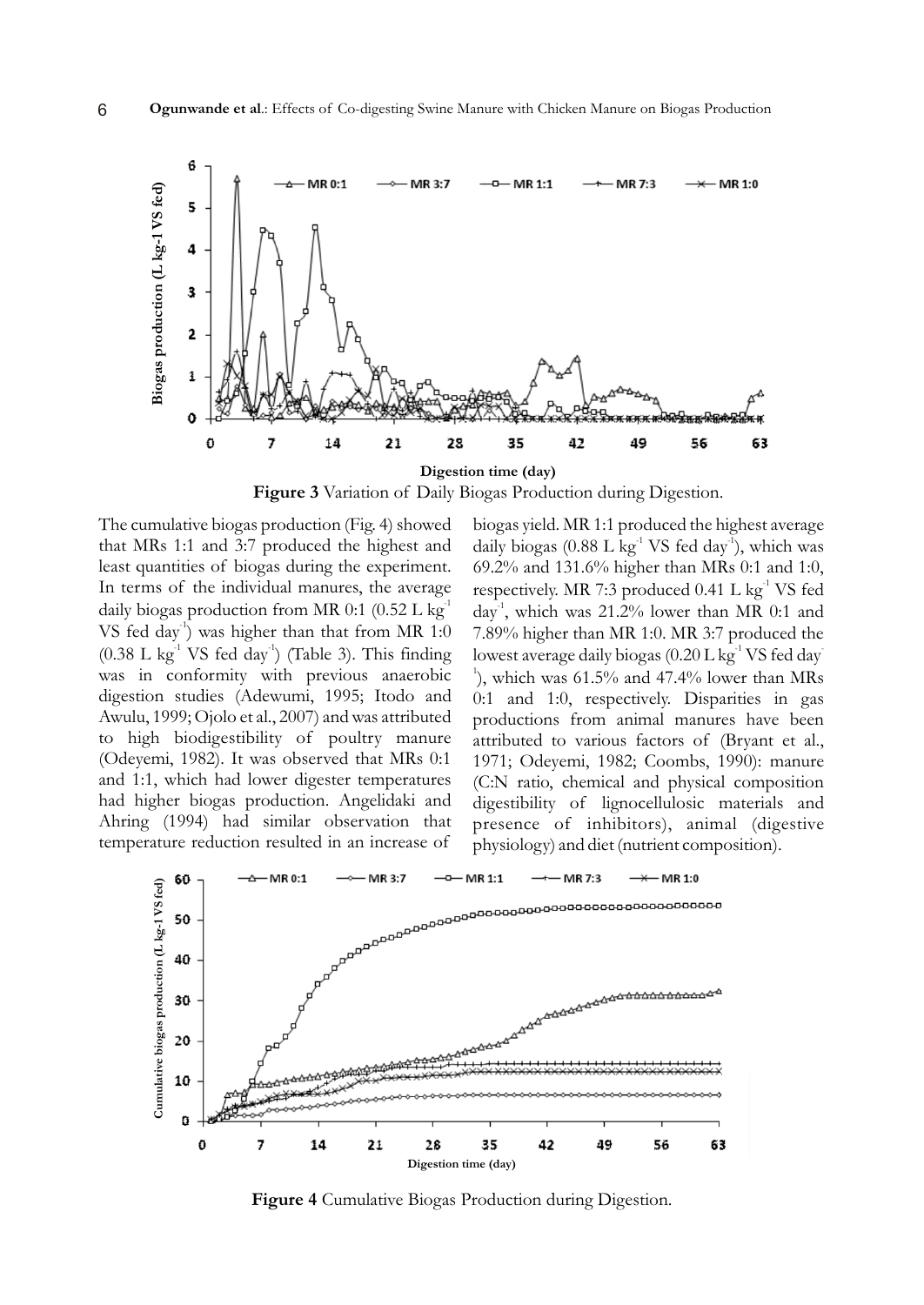**Figure 3** Variation of Daily Biogas Production during Digestion.

The cumulative biogas production (Fig. 4) showed that MRs 1:1 and 3:7 produced the highest and least quantities of biogas during the experiment. In terms of the individual manures, the average daily biogas production from MR 0:1 (0.52 L $kg^{-1}$ VS fed $day^{-1}$) was higher than that from MR 1:0 (0.38 L $kg^{-1}$ VS fed $day^{-1}$) (Table 3). This finding was in conformity with previous anaerobic digestion studies (Adewumi, 1995; Itodo and Awulu, 1999; Ojolo et al., 2007) and was attributed to high biodigestibility of poultry manure (Odeyemi, 1982). It was observed that MRs 0:1 and 1:1, which had lower digester temperatures had higher biogas production. Angelidaki and Ahring (1994) had similar observation that temperature reduction resulted in an increase of biogas yield. MR 1:1 produced the highest average daily biogas (0.88 L $kg^{-1}$ VS fed $day^{-1}$), which was 69.2% and 131.6% higher than MRs 0:1 and 1:0, respectively. MR 7:3 produced 0.41 L $kg^{-1}$ VS fed $day^{-1}$, which was 21.2% lower than MR 0:1 and 7.89% higher than MR 1:0. MR 3:7 produced the lowest average daily biogas (0.20 L $kg^{-1}$ VS fed $day^{-1}$), which was 61.5% and 47.4% lower than MRs 0:1 and 1:0, respectively. Disparities in gas productions from animal manures have been attributed to various factors of (Bryant et al., 1971; Odeyemi, 1982; Coombs, 1990): manure (C:N ratio, chemical and physical composition digestibility of lignocellulosic materials and presence of inhibitors), animal (digestive physiology) and diet (nutrient composition).

**Figure 4** Cumulative Biogas Production during Digestion.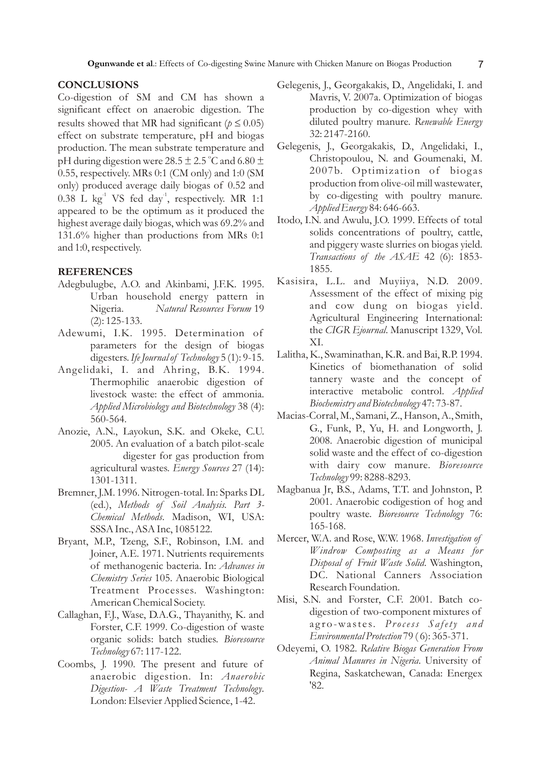## CONCLUSIONS

Co-digestion of SM and CM has shown a significant effect on anaerobic digestion. The results showed that MR had significant ($p \leq 0.05$) effect on substrate temperature, pH and biogas production. The mean substrate temperature and pH during digestion were $28.5 \pm 2.5$ °C and $6.80 \pm 0.55$, respectively. MRs 0:1 (CM only) and 1:0 (SM only) produced average daily biogas of 0.52 and 0.38 L $kg^{-1}$ VS fed $day^{-1}$, respectively. MR 1:1 appeared to be the optimum as it produced the highest average daily biogas, which was 69.2% and 131.6% higher than productions from MRs 0:1 and 1:0, respectively.

## REFERENCES

Adegbulugbe, A.O. and Akinbami, J.F.K. 1995. Urban household energy pattern in Nigeria. *Natural Resources Forum* 19 (2): 125-133.

Adewumi, I.K. 1995. Determination of parameters for the design of biogas digesters. *Ife Journal of Technology* 5 (1): 9-15.

Angelidaki, I. and Ahring, B.K. 1994. Thermophilic anaerobic digestion of livestock waste: the effect of ammonia. *Applied Microbiology and Biotechnology* 38 (4): 560-564.

Anozie, A.N., Layokun, S.K. and Okeke, C.U. 2005. An evaluation of a batch pilot-scale digester for gas production from agricultural wastes. *Energy Sources* 27 (14): 1301-1311.

Bremner, J.M. 1996. Nitrogen-total. In: Sparks DL (ed.), *Methods of Soil Analysis. Part 3-Chemical Methods*. Madison, WI, USA: SSSA Inc., ASA Inc, 1085122.

Bryant, M.P., Tzeng, S.F., Robinson, I.M. and Joiner, A.E. 1971. Nutrients requirements of methanogenic bacteria. In: *Advances in Chemistry Series* 105. Anaerobic Biological Treatment Processes. Washington: American Chemical Society.

Callaghan, F.J., Wase, D.A.G., Thayanithy, K. and Forster, C.F. 1999. Co-digestion of waste organic solids: batch studies. *Bioresource Technology* 67: 117-122.

Coombs, J. 1990. The present and future of anaerobic digestion. In: *Anaerobic Digestion- A Waste Treatment Technology*. London: Elsevier Applied Science, 1-42.

Gelegenis, J., Georgakakis, D., Angelidaki, I. and Mavris, V. 2007a. Optimization of biogas production by co-digestion whey with diluted poultry manure. *Renewable Energy* 32: 2147-2160.

Gelegenis, J., Georgakakis, D., Angelidaki, I., Christopoulou, N. and Goumenaki, M. 2007b. Optimization of biogas production from olive-oil mill wastewater, by co-digesting with poultry manure. *Applied Energy* 84: 646-663.

Itodo, I.N. and Awulu, J.O. 1999. Effects of total solids concentrations of poultry, cattle, and piggery waste slurries on biogas yield. *Transactions of the ASAE* 42 (6): 1853-1855.

Kasisira, L.L. and Muyiiya, N.D. 2009. Assessment of the effect of mixing pig and cow dung on biogas yield. Agricultural Engineering International: the *CIGR Ejournal*. Manuscript 1329, Vol. XI.

Lalitha, K., Swaminathan, K.R. and Bai, R.P. 1994. Kinetics of biomethanation of solid tannery waste and the concept of interactive metabolic control. *Applied Biochemistry and Biotechnology* 47: 73-87.

Macias-Corral, M., Samani, Z., Hanson, A., Smith, G., Funk, P., Yu, H. and Longworth, J. 2008. Anaerobic digestion of municipal solid waste and the effect of co-digestion with dairy cow manure. *Bioresource Technology* 99: 8288-8293.

Magbanua Jr, B.S., Adams, T.T. and Johnston, P. 2001. Anaerobic codigestion of hog and poultry waste. *Bioresource Technology* 76: 165-168.

Mercer, W.A. and Rose, W.W. 1968. *Investigation of Windrow Composting as a Means for Disposal of Fruit Waste Solid*. Washington, DC. National Canners Association Research Foundation.

Misi, S.N. and Forster, C.F. 2001. Batch co-digestion of two-component mixtures of agro-wastes. *Process Safety and Environmental Protection* 79 ( 6): 365-371.

Odeyemi, O. 1982. *Relative Biogas Generation From Animal Manures in Nigeria*. University of Regina, Saskatchewan, Canada: Energex '82.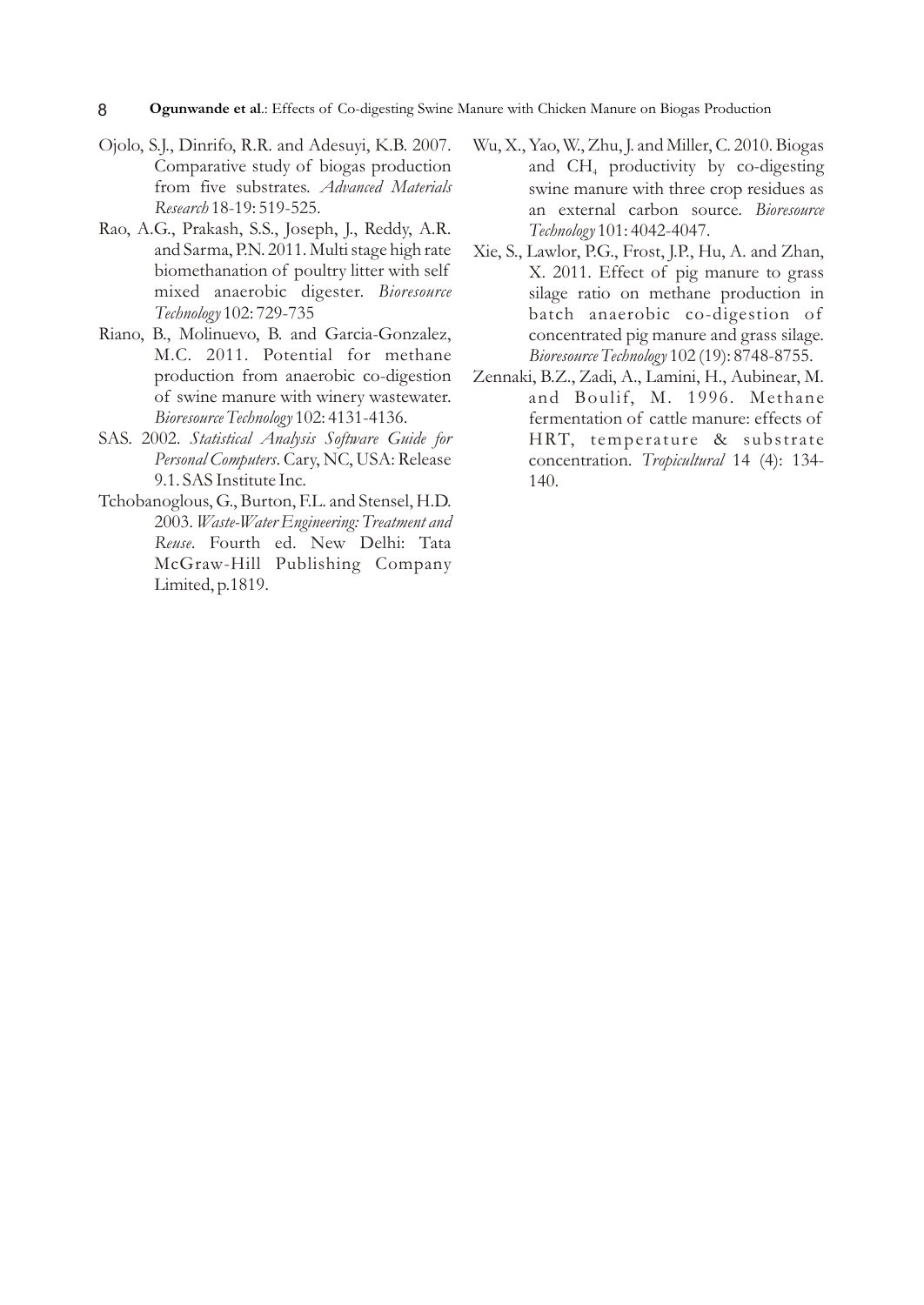Ojolo, S.J., Dinrifo, R.R. and Adesuyi, K.B. 2007. Comparative study of biogas production from five substrates. *Advanced Materials Research* 18-19: 519-525.

Rao, A.G., Prakash, S.S., Joseph, J., Reddy, A.R. and Sarma, P.N. 2011. Multi stage high rate biomethanation of poultry litter with self mixed anaerobic digester. *Bioresource Technology* 102: 729-735

Riano, B., Molinuevo, B. and Garcia-Gonzalez, M.C. 2011. Potential for methane production from anaerobic co-digestion of swine manure with winery wastewater. *Bioresource Technology* 102: 4131-4136.

SAS. 2002. *Statistical Analysis Software Guide for Personal Computers*. Cary, NC, USA: Release 9.1. SAS Institute Inc.

Tchobanoglous, G., Burton, F.L. and Stensel, H.D. 2003. *Waste-Water Engineering: Treatment and Reuse*. Fourth ed. New Delhi: Tata McGraw-Hill Publishing Company Limited, p.1819.

Wu, X., Yao, W., Zhu, J. and Miller, C. 2010. Biogas and $CH_4$ productivity by co-digesting swine manure with three crop residues as an external carbon source. *Bioresource Technology* 101: 4042-4047.

Xie, S., Lawlor, P.G., Frost, J.P., Hu, A. and Zhan, X. 2011. Effect of pig manure to grass silage ratio on methane production in batch anaerobic co-digestion of concentrated pig manure and grass silage. *Bioresource Technology* 102 (19): 8748-8755.

Zennaki, B.Z., Zadi, A., Lamini, H., Aubinear, M. and Boulif, M. 1996. Methane fermentation of cattle manure: effects of HRT, temperature & substrate concentration. *Tropicultural* 14 (4): 134-140.